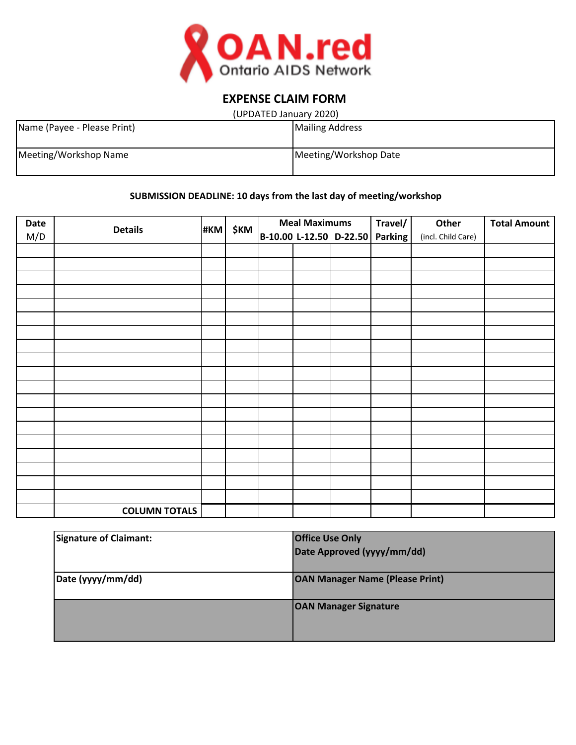OAN.red

Ontario AIDS Network

## EXPENSE CLAIM FORM

(UPDATED January 2020)

| Name (Payee - Please Print) | Mailing Address |
|---|---|
| Meeting/Workshop Name | Meeting/Workshop Date |

**SUBMISSION DEADLINE: 10 days from the last day of meeting/workshop**

| Date M/D | Details | #KM | $KM | Meal Maximums B-10.00 | L-12.50 | D-22.50 | Travel/ Parking | Other (incl. Child Care) | Total Amount |
|---|---|---|---|---|---|---|---|---|---|
| | | | | | | | | | |
| | | | | | | | | | |
| | | | | | | | | | |
| | | | | | | | | | |
| | | | | | | | | | |
| | | | | | | | | | |
| | | | | | | | | | |
| | | | | | | | | | |
| | | | | | | | | | |
| | | | | | | | | | |
| | | | | | | | | | |
| | | | | | | | | | |
| | | | | | | | | | |
| | | | | | | | | | |
| | | | | | | | | | |
| | | | | | | | | | |
| | | | | | | | | | |
| | | | | | | | | | |
| | | | | | | | | | |
| | **COLUMN TOTALS** | | | | | | | | |

| **Signature of Claimant:** | **Office Use Only** **Date Approved (yyyy/mm/dd)** |
|---|---|
| **Date (yyyy/mm/dd)** | **OAN Manager Name (Please Print)** |
| | **OAN Manager Signature** |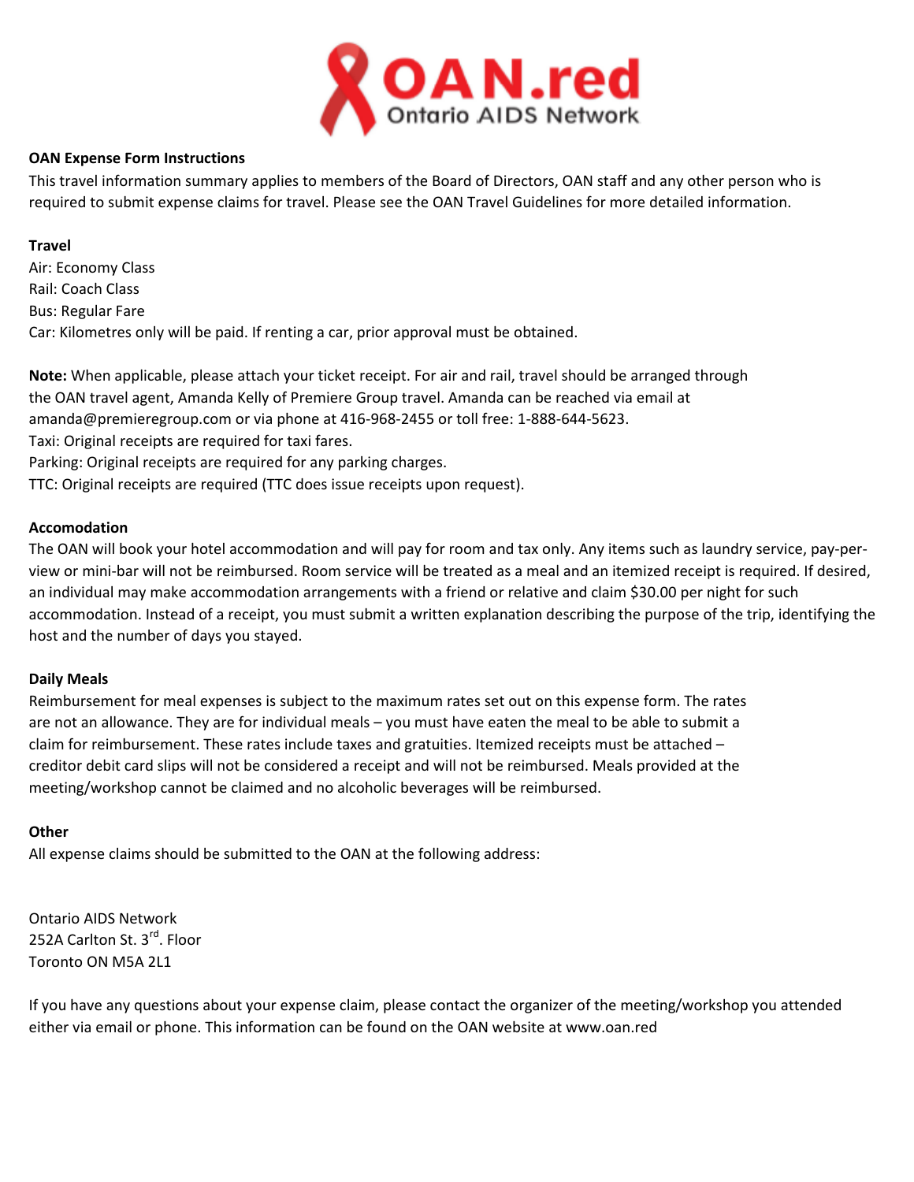**OAN Expense Form Instructions**

This travel information summary applies to members of the Board of Directors, OAN staff and any other person who is required to submit expense claims for travel. Please see the OAN Travel Guidelines for more detailed information.

**Travel**

Air: Economy Class
Rail: Coach Class
Bus: Regular Fare
Car: Kilometres only will be paid. If renting a car, prior approval must be obtained.

**Note:** When applicable, please attach your ticket receipt. For air and rail, travel should be arranged through the OAN travel agent, Amanda Kelly of Premiere Group travel. Amanda can be reached via email at amanda@premieregroup.com or via phone at 416-968-2455 or toll free: 1-888-644-5623.
Taxi: Original receipts are required for taxi fares.
Parking: Original receipts are required for any parking charges.
TTC: Original receipts are required (TTC does issue receipts upon request).

**Accomodation**

The OAN will book your hotel accommodation and will pay for room and tax only. Any items such as laundry service, pay-per-view or mini-bar will not be reimbursed. Room service will be treated as a meal and an itemized receipt is required. If desired, an individual may make accommodation arrangements with a friend or relative and claim $30.00 per night for such accommodation. Instead of a receipt, you must submit a written explanation describing the purpose of the trip, identifying the host and the number of days you stayed.

**Daily Meals**

Reimbursement for meal expenses is subject to the maximum rates set out on this expense form. The rates are not an allowance. They are for individual meals – you must have eaten the meal to be able to submit a claim for reimbursement. These rates include taxes and gratuities. Itemized receipts must be attached – creditor debit card slips will not be considered a receipt and will not be reimbursed. Meals provided at the meeting/workshop cannot be claimed and no alcoholic beverages will be reimbursed.

**Other**

All expense claims should be submitted to the OAN at the following address:

Ontario AIDS Network
252A Carlton St. 3rd. Floor
Toronto ON M5A 2L1

If you have any questions about your expense claim, please contact the organizer of the meeting/workshop you attended either via email or phone. This information can be found on the OAN website at www.oan.red